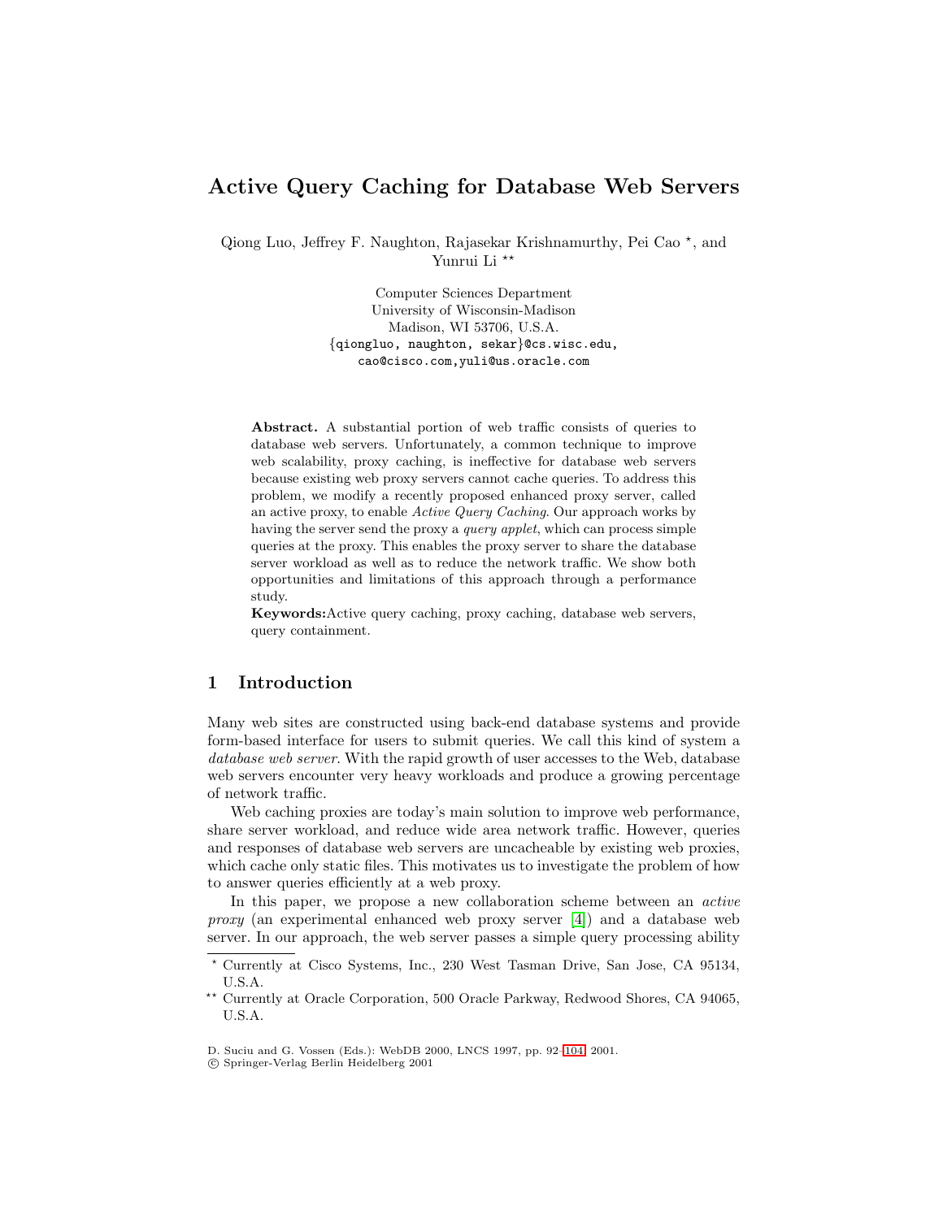# Active Query Caching for Database Web Servers

Qiong Luo, Jeffrey F. Naughton, Rajasekar Krishnamurthy, Pei Cao *, and Yunrui Li **

Computer Sciences Department
University of Wisconsin-Madison
Madison, WI 53706, U.S.A.
{qiongluo, naughton, sekar}@cs.wisc.edu,
cao@cisco.com,yuli@us.oracle.com

**Abstract.** A substantial portion of web traffic consists of queries to database web servers. Unfortunately, a common technique to improve web scalability, proxy caching, is ineffective for database web servers because existing web proxy servers cannot cache queries. To address this problem, we modify a recently proposed enhanced proxy server, called an active proxy, to enable *Active Query Caching*. Our approach works by having the server send the proxy a *query applet*, which can process simple queries at the proxy. This enables the proxy server to share the database server workload as well as to reduce the network traffic. We show both opportunities and limitations of this approach through a performance study.

**Keywords:** Active query caching, proxy caching, database web servers, query containment.

## 1 Introduction

Many web sites are constructed using back-end database systems and provide form-based interface for users to submit queries. We call this kind of system a *database web server*. With the rapid growth of user accesses to the Web, database web servers encounter very heavy workloads and produce a growing percentage of network traffic.

Web caching proxies are today's main solution to improve web performance, share server workload, and reduce wide area network traffic. However, queries and responses of database web servers are uncacheable by existing web proxies, which cache only static files. This motivates us to investigate the problem of how to answer queries efficiently at a web proxy.

In this paper, we propose a new collaboration scheme between an *active proxy* (an experimental enhanced web proxy server [4]) and a database web server. In our approach, the web server passes a simple query processing ability

* Currently at Cisco Systems, Inc., 230 West Tasman Drive, San Jose, CA 95134, U.S.A.

** Currently at Oracle Corporation, 500 Oracle Parkway, Redwood Shores, CA 94065, U.S.A.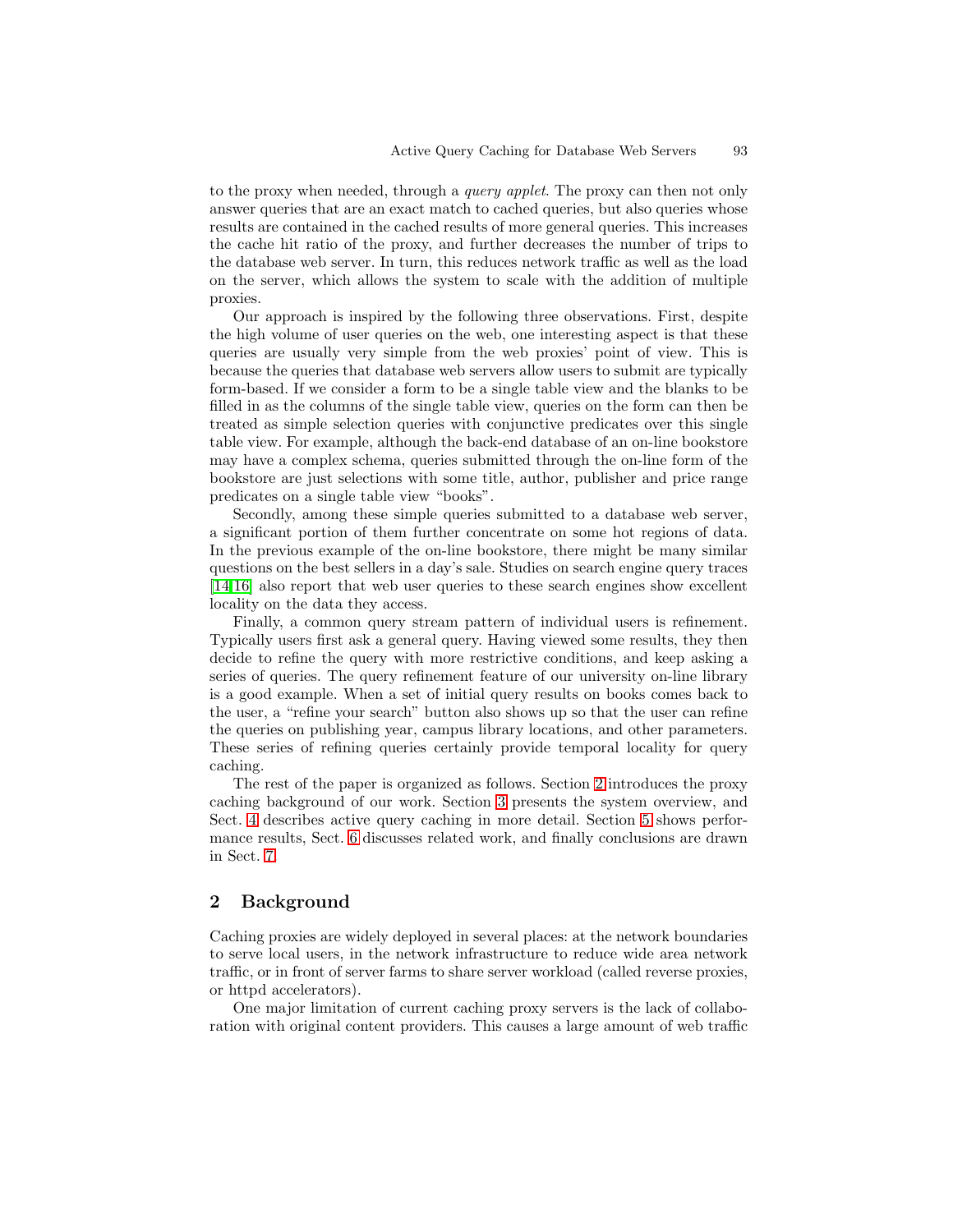to the proxy when needed, through a *query applet*. The proxy can then not only answer queries that are an exact match to cached queries, but also queries whose results are contained in the cached results of more general queries. This increases the cache hit ratio of the proxy, and further decreases the number of trips to the database web server. In turn, this reduces network traffic as well as the load on the server, which allows the system to scale with the addition of multiple proxies.

Our approach is inspired by the following three observations. First, despite the high volume of user queries on the web, one interesting aspect is that these queries are usually very simple from the web proxies' point of view. This is because the queries that database web servers allow users to submit are typically form-based. If we consider a form to be a single table view and the blanks to be filled in as the columns of the single table view, queries on the form can then be treated as simple selection queries with conjunctive predicates over this single table view. For example, although the back-end database of an on-line bookstore may have a complex schema, queries submitted through the on-line form of the bookstore are just selections with some title, author, publisher and price range predicates on a single table view "books".

Secondly, among these simple queries submitted to a database web server, a significant portion of them further concentrate on some hot regions of data. In the previous example of the on-line bookstore, there might be many similar questions on the best sellers in a day's sale. Studies on search engine query traces [14,16] also report that web user queries to these search engines show excellent locality on the data they access.

Finally, a common query stream pattern of individual users is refinement. Typically users first ask a general query. Having viewed some results, they then decide to refine the query with more restrictive conditions, and keep asking a series of queries. The query refinement feature of our university on-line library is a good example. When a set of initial query results on books comes back to the user, a "refine your search" button also shows up so that the user can refine the queries on publishing year, campus library locations, and other parameters. These series of refining queries certainly provide temporal locality for query caching.

The rest of the paper is organized as follows. Section 2 introduces the proxy caching background of our work. Section 3 presents the system overview, and Sect. 4 describes active query caching in more detail. Section 5 shows performance results, Sect. 6 discusses related work, and finally conclusions are drawn in Sect. 7.

## 2 Background

Caching proxies are widely deployed in several places: at the network boundaries to serve local users, in the network infrastructure to reduce wide area network traffic, or in front of server farms to share server workload (called reverse proxies, or httpd accelerators).

One major limitation of current caching proxy servers is the lack of collaboration with original content providers. This causes a large amount of web traffic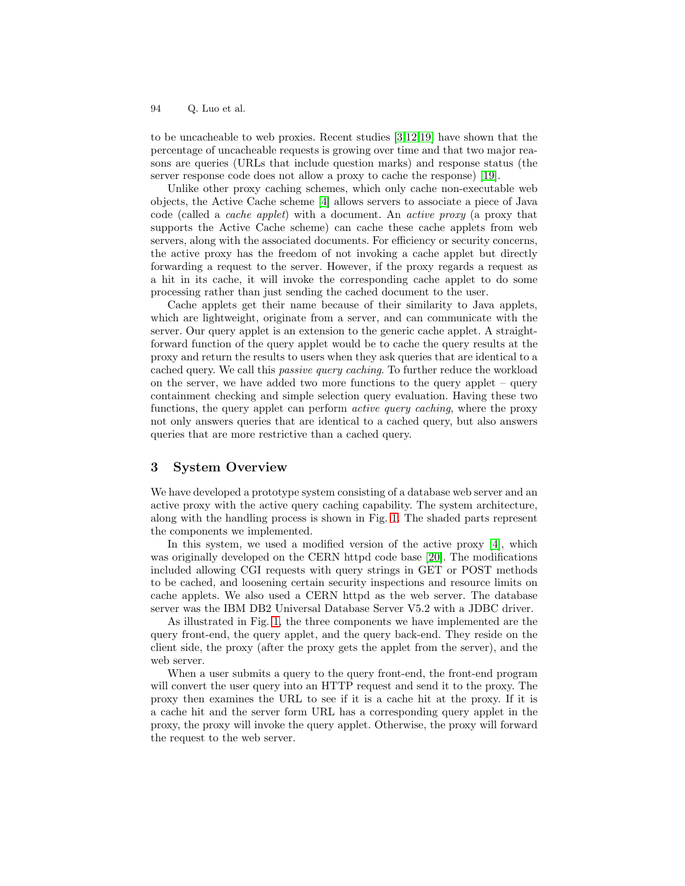to be uncacheable to web proxies. Recent studies [3,12,19] have shown that the percentage of uncacheable requests is growing over time and that two major reasons are queries (URLs that include question marks) and response status (the server response code does not allow a proxy to cache the response) [19].

Unlike other proxy caching schemes, which only cache non-executable web objects, the Active Cache scheme [4] allows servers to associate a piece of Java code (called a *cache applet*) with a document. An *active proxy* (a proxy that supports the Active Cache scheme) can cache these cache applets from web servers, along with the associated documents. For efficiency or security concerns, the active proxy has the freedom of not invoking a cache applet but directly forwarding a request to the server. However, if the proxy regards a request as a hit in its cache, it will invoke the corresponding cache applet to do some processing rather than just sending the cached document to the user.

Cache applets get their name because of their similarity to Java applets, which are lightweight, originate from a server, and can communicate with the server. Our query applet is an extension to the generic cache applet. A straightforward function of the query applet would be to cache the query results at the proxy and return the results to users when they ask queries that are identical to a cached query. We call this *passive query caching*. To further reduce the workload on the server, we have added two more functions to the query applet – query containment checking and simple selection query evaluation. Having these two functions, the query applet can perform *active query caching*, where the proxy not only answers queries that are identical to a cached query, but also answers queries that are more restrictive than a cached query.

## 3 System Overview

We have developed a prototype system consisting of a database web server and an active proxy with the active query caching capability. The system architecture, along with the handling process is shown in Fig. 1. The shaded parts represent the components we implemented.

In this system, we used a modified version of the active proxy [4], which was originally developed on the CERN httpd code base [20]. The modifications included allowing CGI requests with query strings in GET or POST methods to be cached, and loosening certain security inspections and resource limits on cache applets. We also used a CERN httpd as the web server. The database server was the IBM DB2 Universal Database Server V5.2 with a JDBC driver.

As illustrated in Fig. 1, the three components we have implemented are the query front-end, the query applet, and the query back-end. They reside on the client side, the proxy (after the proxy gets the applet from the server), and the web server.

When a user submits a query to the query front-end, the front-end program will convert the user query into an HTTP request and send it to the proxy. The proxy then examines the URL to see if it is a cache hit at the proxy. If it is a cache hit and the server form URL has a corresponding query applet in the proxy, the proxy will invoke the query applet. Otherwise, the proxy will forward the request to the web server.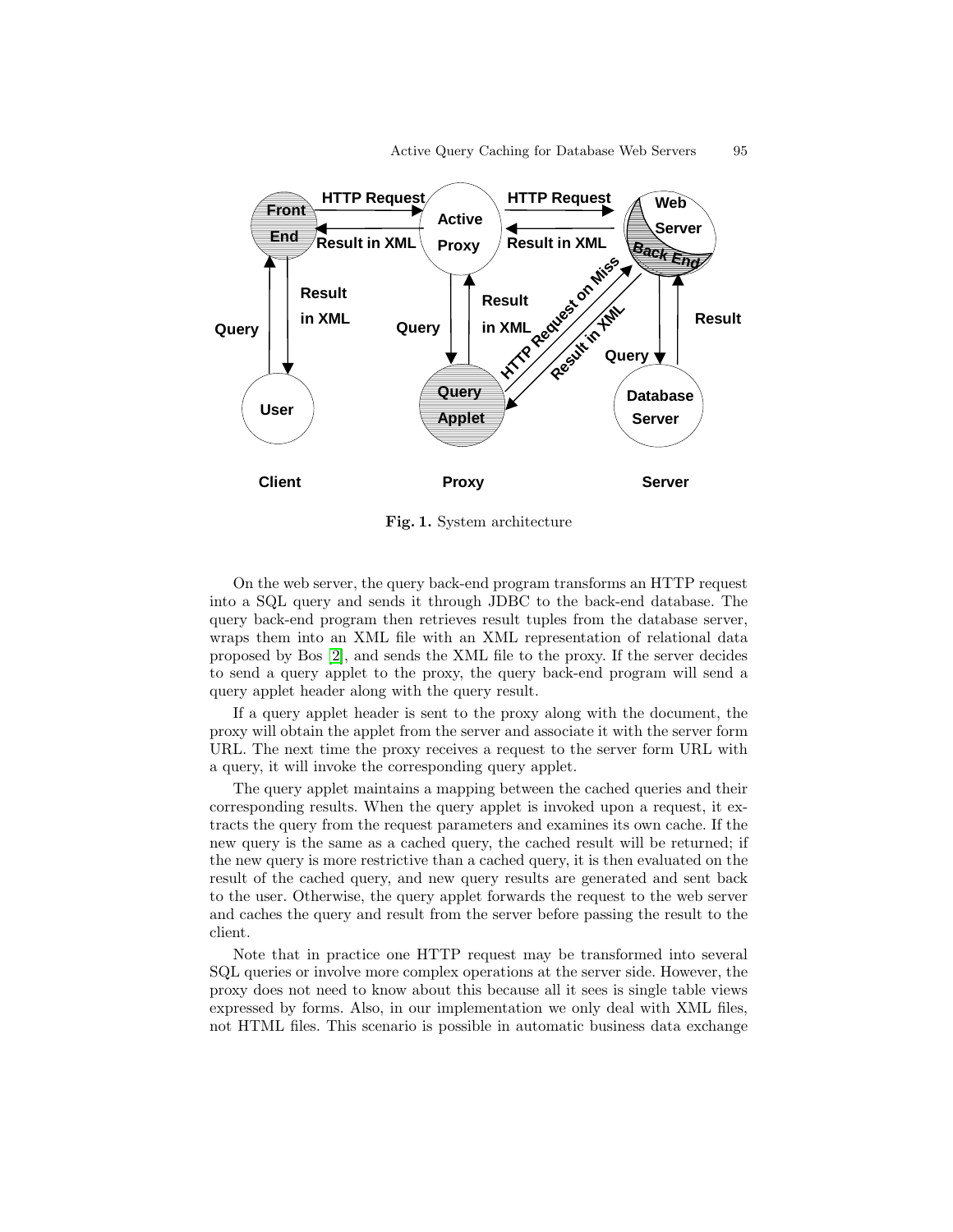HTTP Request

Result in XML

HTTP Request

Result in XML

Front End

Active Proxy

Web Server

Back End

Query

Result in XML

Query

Result in XML

HTTP Request on Miss

Result in XML

Query

Result

User

Query Applet

Database Server

Client

Proxy

Server

**Fig. 1.** System architecture

On the web server, the query back-end program transforms an HTTP request into a SQL query and sends it through JDBC to the back-end database. The query back-end program then retrieves result tuples from the database server, wraps them into an XML file with an XML representation of relational data proposed by Bos [2], and sends the XML file to the proxy. If the server decides to send a query applet to the proxy, the query back-end program will send a query applet header along with the query result.

If a query applet header is sent to the proxy along with the document, the proxy will obtain the applet from the server and associate it with the server form URL. The next time the proxy receives a request to the server form URL with a query, it will invoke the corresponding query applet.

The query applet maintains a mapping between the cached queries and their corresponding results. When the query applet is invoked upon a request, it extracts the query from the request parameters and examines its own cache. If the new query is the same as a cached query, the cached result will be returned; if the new query is more restrictive than a cached query, it is then evaluated on the result of the cached query, and new query results are generated and sent back to the user. Otherwise, the query applet forwards the request to the web server and caches the query and result from the server before passing the result to the client.

Note that in practice one HTTP request may be transformed into several SQL queries or involve more complex operations at the server side. However, the proxy does not need to know about this because all it sees is single table views expressed by forms. Also, in our implementation we only deal with XML files, not HTML files. This scenario is possible in automatic business data exchange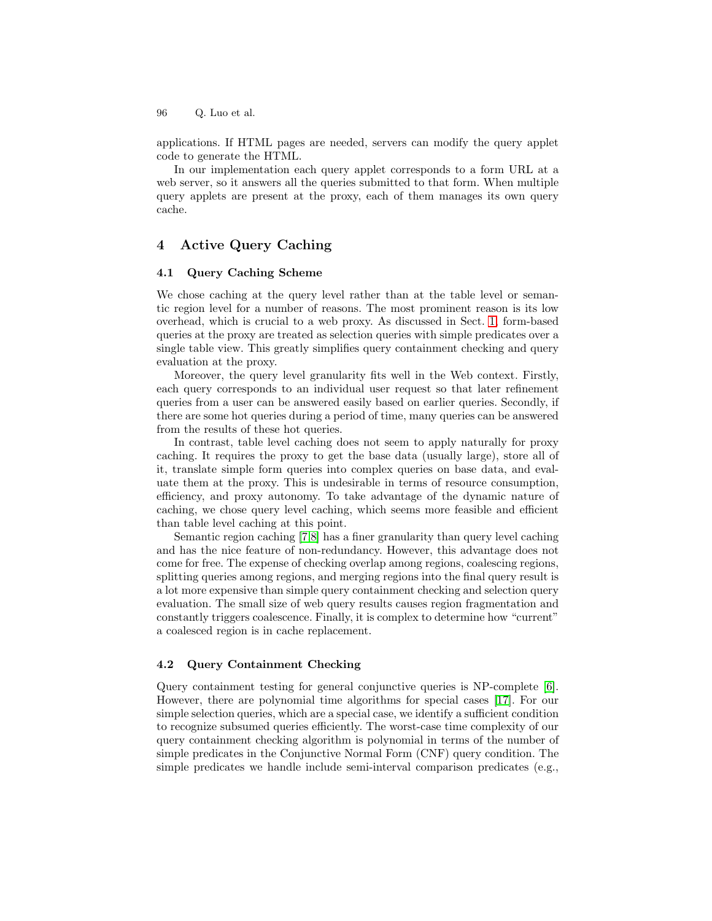applications. If HTML pages are needed, servers can modify the query applet code to generate the HTML.

In our implementation each query applet corresponds to a form URL at a web server, so it answers all the queries submitted to that form. When multiple query applets are present at the proxy, each of them manages its own query cache.

## 4 Active Query Caching

### 4.1 Query Caching Scheme

We chose caching at the query level rather than at the table level or semantic region level for a number of reasons. The most prominent reason is its low overhead, which is crucial to a web proxy. As discussed in Sect. 1, form-based queries at the proxy are treated as selection queries with simple predicates over a single table view. This greatly simplifies query containment checking and query evaluation at the proxy.

Moreover, the query level granularity fits well in the Web context. Firstly, each query corresponds to an individual user request so that later refinement queries from a user can be answered easily based on earlier queries. Secondly, if there are some hot queries during a period of time, many queries can be answered from the results of these hot queries.

In contrast, table level caching does not seem to apply naturally for proxy caching. It requires the proxy to get the base data (usually large), store all of it, translate simple form queries into complex queries on base data, and evaluate them at the proxy. This is undesirable in terms of resource consumption, efficiency, and proxy autonomy. To take advantage of the dynamic nature of caching, we chose query level caching, which seems more feasible and efficient than table level caching at this point.

Semantic region caching [7,8] has a finer granularity than query level caching and has the nice feature of non-redundancy. However, this advantage does not come for free. The expense of checking overlap among regions, coalescing regions, splitting queries among regions, and merging regions into the final query result is a lot more expensive than simple query containment checking and selection query evaluation. The small size of web query results causes region fragmentation and constantly triggers coalescence. Finally, it is complex to determine how "current" a coalesced region is in cache replacement.

### 4.2 Query Containment Checking

Query containment testing for general conjunctive queries is NP-complete [6]. However, there are polynomial time algorithms for special cases [17]. For our simple selection queries, which are a special case, we identify a sufficient condition to recognize subsumed queries efficiently. The worst-case time complexity of our query containment checking algorithm is polynomial in terms of the number of simple predicates in the Conjunctive Normal Form (CNF) query condition. The simple predicates we handle include semi-interval comparison predicates (e.g.,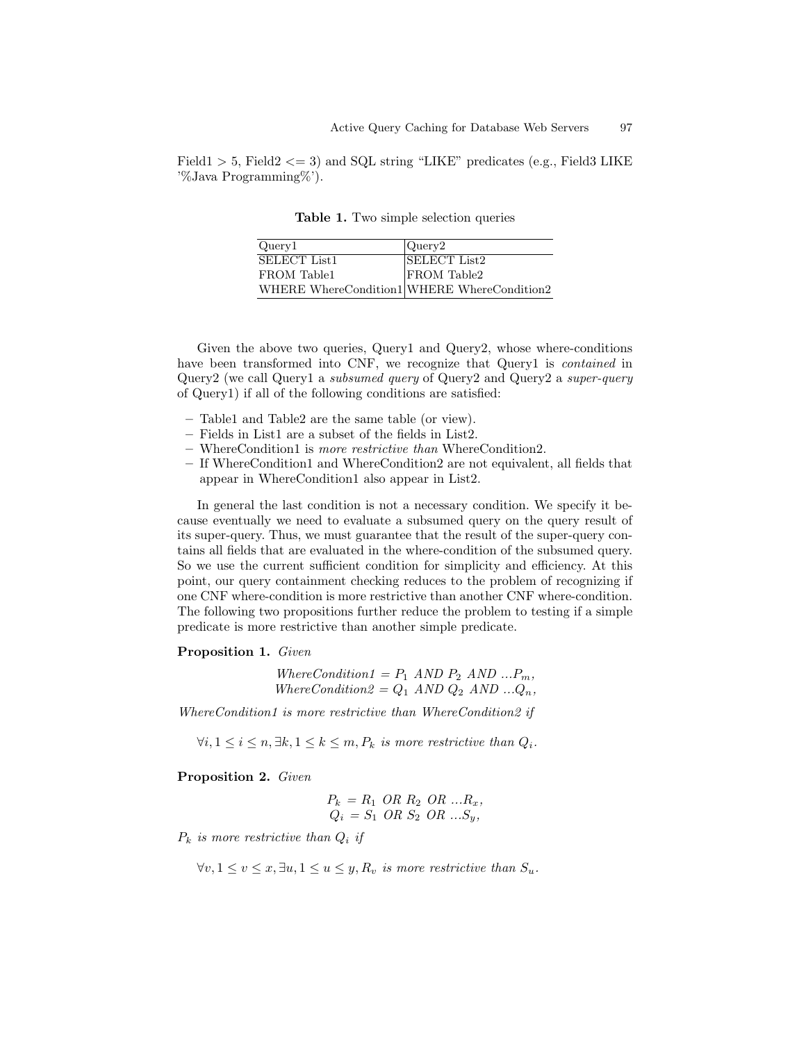Field1 > 5, Field2 <= 3) and SQL string "LIKE" predicates (e.g., Field3 LIKE '%Java Programming%').

**Table 1.** Two simple selection queries

| Query1 | Query2 |
|---|---|
| SELECT List1 | SELECT List2 |
| FROM Table1 | FROM Table2 |
| WHERE WhereCondition1 | WHERE WhereCondition2 |

Given the above two queries, Query1 and Query2, whose where-conditions have been transformed into CNF, we recognize that Query1 is *contained* in Query2 (we call Query1 a *subsumed query* of Query2 and Query2 a *super-query* of Query1) if all of the following conditions are satisfied:

- Table1 and Table2 are the same table (or view).
- Fields in List1 are a subset of the fields in List2.
- WhereCondition1 is *more restrictive than* WhereCondition2.
- If WhereCondition1 and WhereCondition2 are not equivalent, all fields that appear in WhereCondition1 also appear in List2.

In general the last condition is not a necessary condition. We specify it because eventually we need to evaluate a subsumed query on the query result of its super-query. Thus, we must guarantee that the result of the super-query contains all fields that are evaluated in the where-condition of the subsumed query. So we use the current sufficient condition for simplicity and efficiency. At this point, our query containment checking reduces to the problem of recognizing if one CNF where-condition is more restrictive than another CNF where-condition. The following two propositions further reduce the problem to testing if a simple predicate is more restrictive than another simple predicate.

**Proposition 1.** *Given*

$$\begin{aligned} \mathit{WhereCondition1} &= P_1 \ \mathit{AND} \ P_2 \ \mathit{AND} \ \ldots P_m, \\ \mathit{WhereCondition2} &= Q_1 \ \mathit{AND} \ Q_2 \ \mathit{AND} \ \ldots Q_n, \end{aligned}$$

*WhereCondition1 is more restrictive than WhereCondition2 if*

$$\forall i, 1 \leq i \leq n, \exists k, 1 \leq k \leq m, P_k \text{ is more restrictive than } Q_i.$$

**Proposition 2.** *Given*

$$\begin{aligned} P_k &= R_1 \ \mathit{OR} \ R_2 \ \mathit{OR} \ \ldots R_x, \\ Q_i &= S_1 \ \mathit{OR} \ S_2 \ \mathit{OR} \ \ldots S_y, \end{aligned}$$

*$P_k$ is more restrictive than $Q_i$ if*

$$\forall v, 1 \leq v \leq x, \exists u, 1 \leq u \leq y, R_v \text{ is more restrictive than } S_u.$$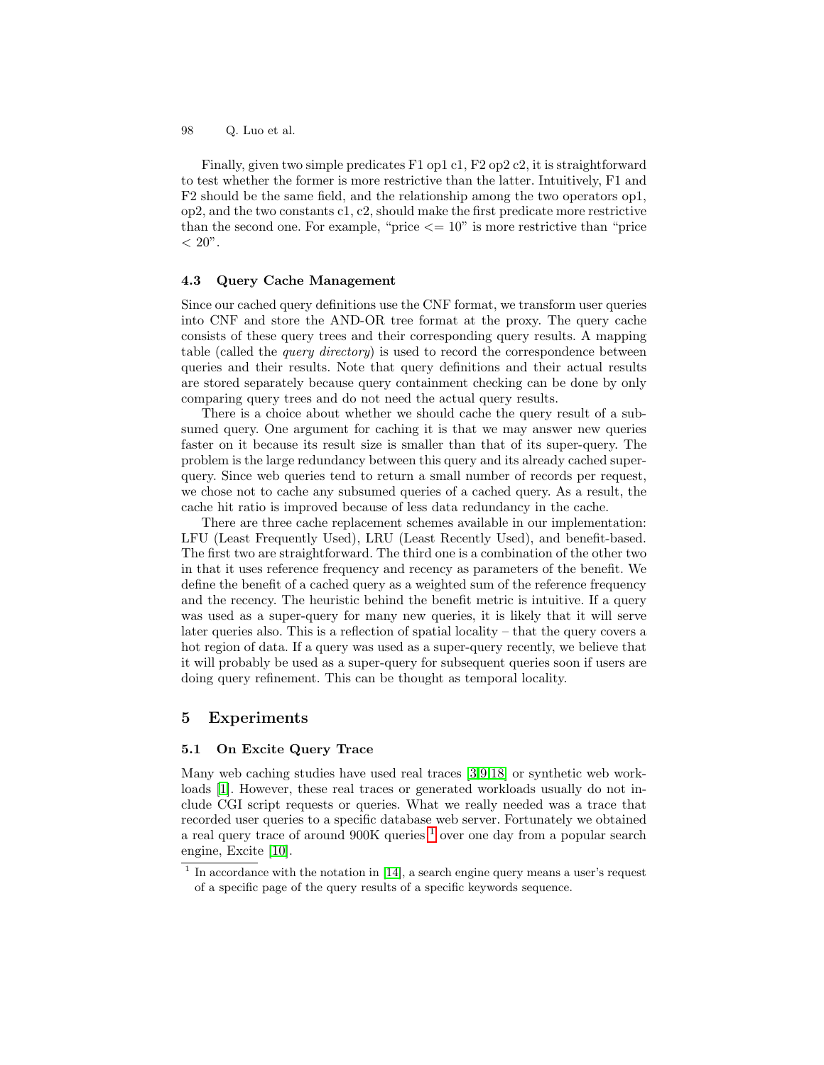Finally, given two simple predicates F1 op1 c1, F2 op2 c2, it is straightforward to test whether the former is more restrictive than the latter. Intuitively, F1 and F2 should be the same field, and the relationship among the two operators op1, op2, and the two constants c1, c2, should make the first predicate more restrictive than the second one. For example, "price <= 10" is more restrictive than "price < 20".

### 4.3 Query Cache Management

Since our cached query definitions use the CNF format, we transform user queries into CNF and store the AND-OR tree format at the proxy. The query cache consists of these query trees and their corresponding query results. A mapping table (called the *query directory*) is used to record the correspondence between queries and their results. Note that query definitions and their actual results are stored separately because query containment checking can be done by only comparing query trees and do not need the actual query results.

There is a choice about whether we should cache the query result of a subsumed query. One argument for caching it is that we may answer new queries faster on it because its result size is smaller than that of its super-query. The problem is the large redundancy between this query and its already cached super-query. Since web queries tend to return a small number of records per request, we chose not to cache any subsumed queries of a cached query. As a result, the cache hit ratio is improved because of less data redundancy in the cache.

There are three cache replacement schemes available in our implementation: LFU (Least Frequently Used), LRU (Least Recently Used), and benefit-based. The first two are straightforward. The third one is a combination of the other two in that it uses reference frequency and recency as parameters of the benefit. We define the benefit of a cached query as a weighted sum of the reference frequency and the recency. The heuristic behind the benefit metric is intuitive. If a query was used as a super-query for many new queries, it is likely that it will serve later queries also. This is a reflection of spatial locality – that the query covers a hot region of data. If a query was used as a super-query recently, we believe that it will probably be used as a super-query for subsequent queries soon if users are doing query refinement. This can be thought as temporal locality.

## 5 Experiments

### 5.1 On Excite Query Trace

Many web caching studies have used real traces [3,9,18] or synthetic web workloads [1]. However, these real traces or generated workloads usually do not include CGI script requests or queries. What we really needed was a trace that recorded user queries to a specific database web server. Fortunately we obtained a real query trace of around 900K queries [1] over one day from a popular search engine, Excite [10].

[1] In accordance with the notation in [14], a search engine query means a user's request of a specific page of the query results of a specific keywords sequence.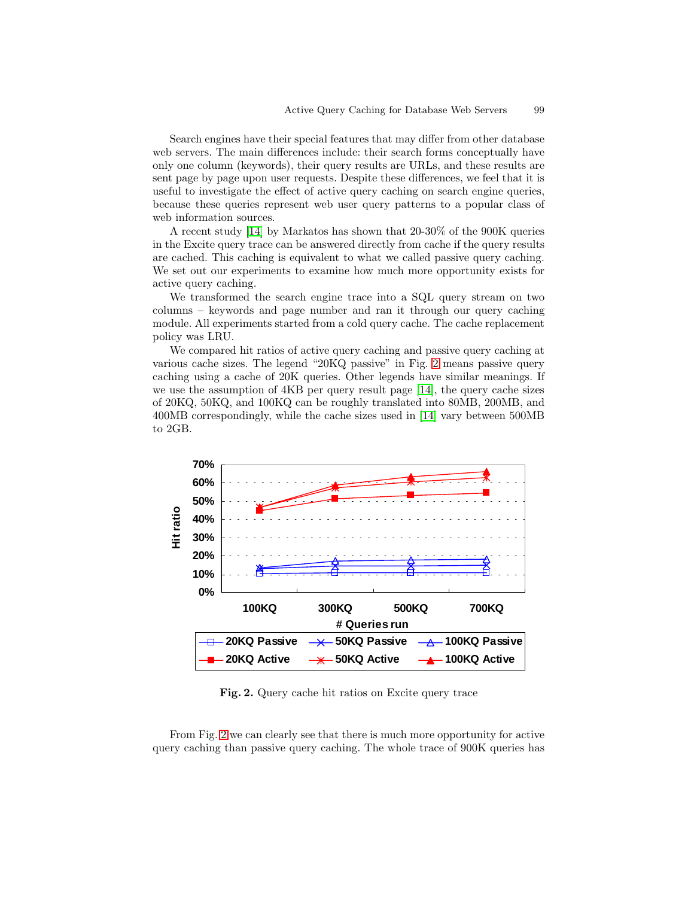Search engines have their special features that may differ from other database web servers. The main differences include: their search forms conceptually have only one column (keywords), their query results are URLs, and these results are sent page by page upon user requests. Despite these differences, we feel that it is useful to investigate the effect of active query caching on search engine queries, because these queries represent web user query patterns to a popular class of web information sources.

A recent study [14] by Markatos has shown that 20-30% of the 900K queries in the Excite query trace can be answered directly from cache if the query results are cached. This caching is equivalent to what we called passive query caching. We set out our experiments to examine how much more opportunity exists for active query caching.

We transformed the search engine trace into a SQL query stream on two columns – keywords and page number and ran it through our query caching module. All experiments started from a cold query cache. The cache replacement policy was LRU.

We compared hit ratios of active query caching and passive query caching at various cache sizes. The legend "20KQ passive" in Fig. 2 means passive query caching using a cache of 20K queries. Other legends have similar meanings. If we use the assumption of 4KB per query result page [14], the query cache sizes of 20KQ, 50KQ, and 100KQ can be roughly translated into 80MB, 200MB, and 400MB correspondingly, while the cache sizes used in [14] vary between 500MB to 2GB.

**Fig. 2.** Query cache hit ratios on Excite query trace

From Fig. 2 we can clearly see that there is much more opportunity for active query caching than passive query caching. The whole trace of 900K queries has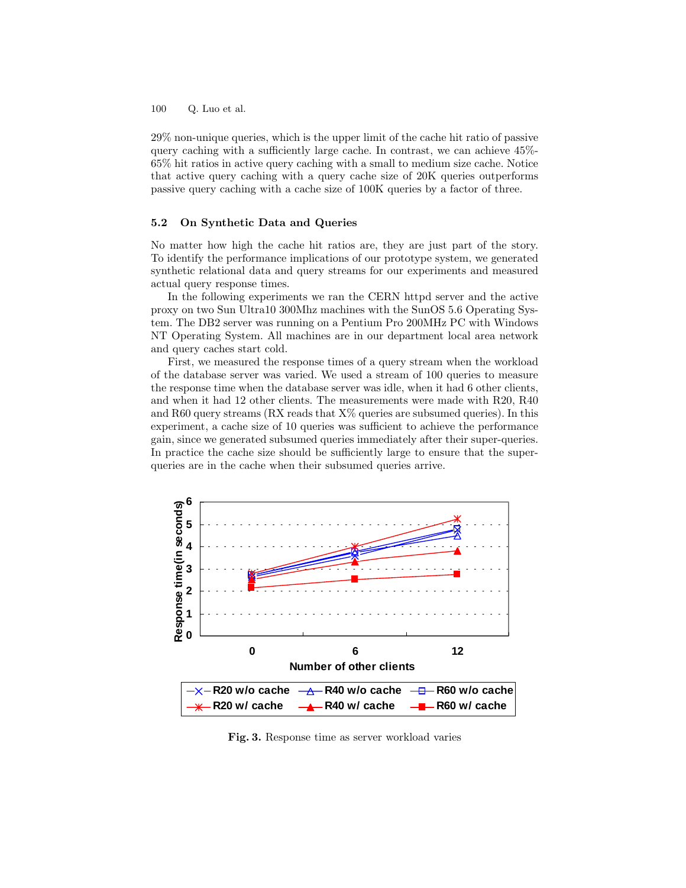29% non-unique queries, which is the upper limit of the cache hit ratio of passive query caching with a sufficiently large cache. In contrast, we can achieve 45%-65% hit ratios in active query caching with a small to medium size cache. Notice that active query caching with a query cache size of 20K queries outperforms passive query caching with a cache size of 100K queries by a factor of three.

### 5.2 On Synthetic Data and Queries

No matter how high the cache hit ratios are, they are just part of the story. To identify the performance implications of our prototype system, we generated synthetic relational data and query streams for our experiments and measured actual query response times.

In the following experiments we ran the CERN httpd server and the active proxy on two Sun Ultra10 300Mhz machines with the SunOS 5.6 Operating System. The DB2 server was running on a Pentium Pro 200MHz PC with Windows NT Operating System. All machines are in our department local area network and query caches start cold.

First, we measured the response times of a query stream when the workload of the database server was varied. We used a stream of 100 queries to measure the response time when the database server was idle, when it had 6 other clients, and when it had 12 other clients. The measurements were made with R20, R40 and R60 query streams (RX reads that X% queries are subsumed queries). In this experiment, a cache size of 10 queries was sufficient to achieve the performance gain, since we generated subsumed queries immediately after their super-queries. In practice the cache size should be sufficiently large to ensure that the super-queries are in the cache when their subsumed queries arrive.

**Fig. 3.** Response time as server workload varies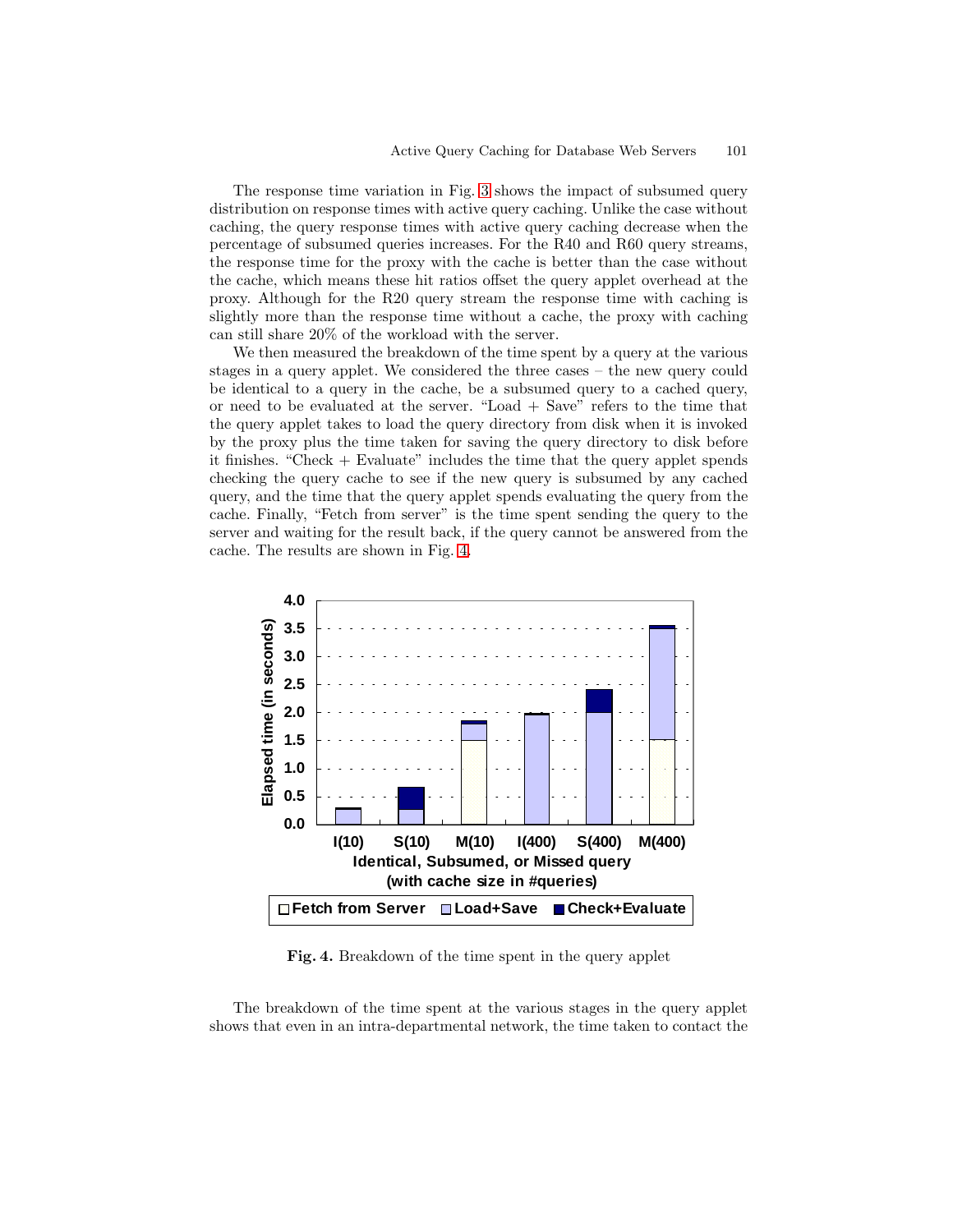The response time variation in Fig. 3 shows the impact of subsumed query distribution on response times with active query caching. Unlike the case without caching, the query response times with active query caching decrease when the percentage of subsumed queries increases. For the R40 and R60 query streams, the response time for the proxy with the cache is better than the case without the cache, which means these hit ratios offset the query applet overhead at the proxy. Although for the R20 query stream the response time with caching is slightly more than the response time without a cache, the proxy with caching can still share 20% of the workload with the server.

We then measured the breakdown of the time spent by a query at the various stages in a query applet. We considered the three cases – the new query could be identical to a query in the cache, be a subsumed query to a cached query, or need to be evaluated at the server. "Load + Save" refers to the time that the query applet takes to load the query directory from disk when it is invoked by the proxy plus the time taken for saving the query directory to disk before it finishes. "Check + Evaluate" includes the time that the query applet spends checking the query cache to see if the new query is subsumed by any cached query, and the time that the query applet spends evaluating the query from the cache. Finally, "Fetch from server" is the time spent sending the query to the server and waiting for the result back, if the query cannot be answered from the cache. The results are shown in Fig. 4.

**Fig. 4.** Breakdown of the time spent in the query applet

The breakdown of the time spent at the various stages in the query applet shows that even in an intra-departmental network, the time taken to contact the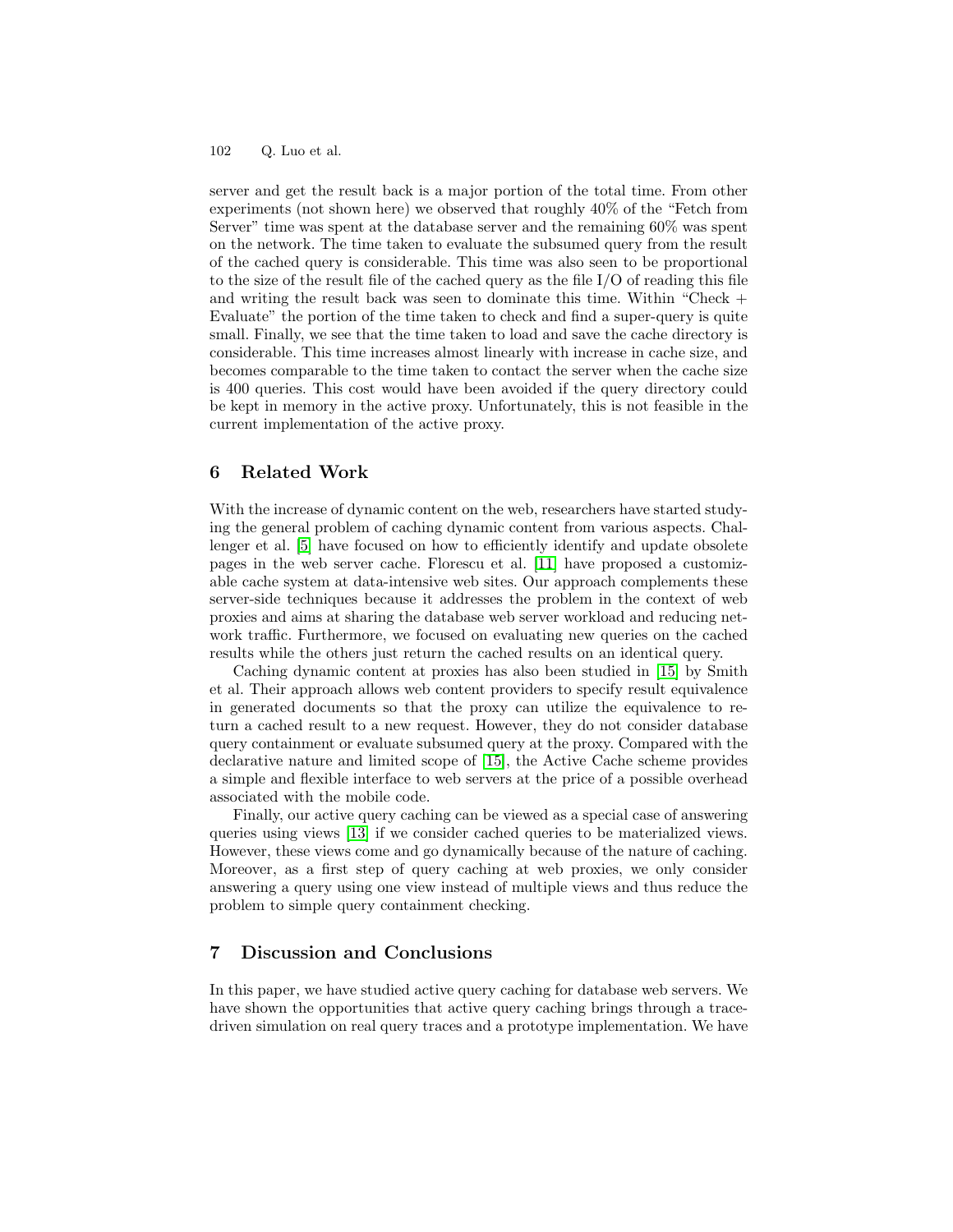server and get the result back is a major portion of the total time. From other experiments (not shown here) we observed that roughly 40% of the "Fetch from Server" time was spent at the database server and the remaining 60% was spent on the network. The time taken to evaluate the subsumed query from the result of the cached query is considerable. This time was also seen to be proportional to the size of the result file of the cached query as the file I/O of reading this file and writing the result back was seen to dominate this time. Within "Check + Evaluate" the portion of the time taken to check and find a super-query is quite small. Finally, we see that the time taken to load and save the cache directory is considerable. This time increases almost linearly with increase in cache size, and becomes comparable to the time taken to contact the server when the cache size is 400 queries. This cost would have been avoided if the query directory could be kept in memory in the active proxy. Unfortunately, this is not feasible in the current implementation of the active proxy.

## 6 Related Work

With the increase of dynamic content on the web, researchers have started studying the general problem of caching dynamic content from various aspects. Challenger et al. [5] have focused on how to efficiently identify and update obsolete pages in the web server cache. Florescu et al. [11] have proposed a customizable cache system at data-intensive web sites. Our approach complements these server-side techniques because it addresses the problem in the context of web proxies and aims at sharing the database web server workload and reducing network traffic. Furthermore, we focused on evaluating new queries on the cached results while the others just return the cached results on an identical query.

Caching dynamic content at proxies has also been studied in [15] by Smith et al. Their approach allows web content providers to specify result equivalence in generated documents so that the proxy can utilize the equivalence to return a cached result to a new request. However, they do not consider database query containment or evaluate subsumed query at the proxy. Compared with the declarative nature and limited scope of [15], the Active Cache scheme provides a simple and flexible interface to web servers at the price of a possible overhead associated with the mobile code.

Finally, our active query caching can be viewed as a special case of answering queries using views [13] if we consider cached queries to be materialized views. However, these views come and go dynamically because of the nature of caching. Moreover, as a first step of query caching at web proxies, we only consider answering a query using one view instead of multiple views and thus reduce the problem to simple query containment checking.

## 7 Discussion and Conclusions

In this paper, we have studied active query caching for database web servers. We have shown the opportunities that active query caching brings through a trace-driven simulation on real query traces and a prototype implementation. We have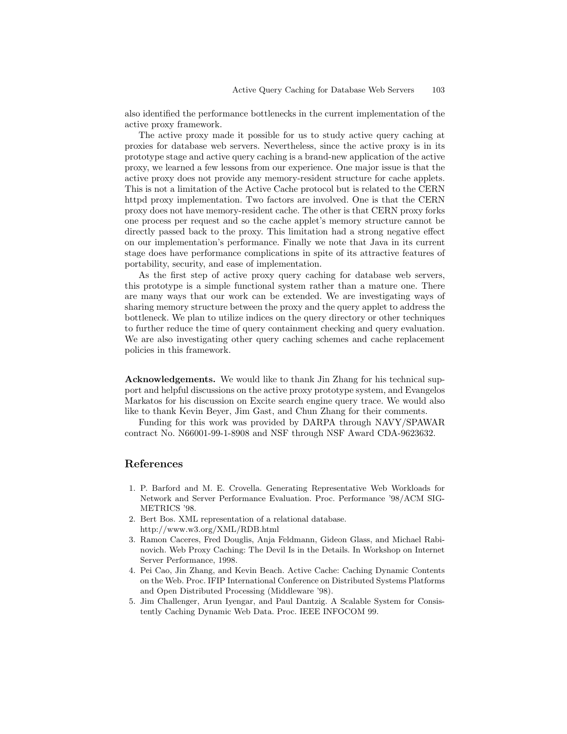also identified the performance bottlenecks in the current implementation of the active proxy framework.

The active proxy made it possible for us to study active query caching at proxies for database web servers. Nevertheless, since the active proxy is in its prototype stage and active query caching is a brand-new application of the active proxy, we learned a few lessons from our experience. One major issue is that the active proxy does not provide any memory-resident structure for cache applets. This is not a limitation of the Active Cache protocol but is related to the CERN httpd proxy implementation. Two factors are involved. One is that the CERN proxy does not have memory-resident cache. The other is that CERN proxy forks one process per request and so the cache applet's memory structure cannot be directly passed back to the proxy. This limitation had a strong negative effect on our implementation's performance. Finally we note that Java in its current stage does have performance complications in spite of its attractive features of portability, security, and ease of implementation.

As the first step of active proxy query caching for database web servers, this prototype is a simple functional system rather than a mature one. There are many ways that our work can be extended. We are investigating ways of sharing memory structure between the proxy and the query applet to address the bottleneck. We plan to utilize indices on the query directory or other techniques to further reduce the time of query containment checking and query evaluation. We are also investigating other query caching schemes and cache replacement policies in this framework.

**Acknowledgements.** We would like to thank Jin Zhang for his technical support and helpful discussions on the active proxy prototype system, and Evangelos Markatos for his discussion on Excite search engine query trace. We would also like to thank Kevin Beyer, Jim Gast, and Chun Zhang for their comments.

Funding for this work was provided by DARPA through NAVY/SPAWAR contract No. N66001-99-1-8908 and NSF through NSF Award CDA-9623632.

## References

1. P. Barford and M. E. Crovella. Generating Representative Web Workloads for Network and Server Performance Evaluation. Proc. Performance '98/ACM SIGMETRICS '98.
2. Bert Bos. XML representation of a relational database. http://www.w3.org/XML/RDB.html
3. Ramon Caceres, Fred Douglis, Anja Feldmann, Gideon Glass, and Michael Rabinovich. Web Proxy Caching: The Devil Is in the Details. In Workshop on Internet Server Performance, 1998.
4. Pei Cao, Jin Zhang, and Kevin Beach. Active Cache: Caching Dynamic Contents on the Web. Proc. IFIP International Conference on Distributed Systems Platforms and Open Distributed Processing (Middleware '98).
5. Jim Challenger, Arun Iyengar, and Paul Dantzig. A Scalable System for Consistently Caching Dynamic Web Data. Proc. IEEE INFOCOM 99.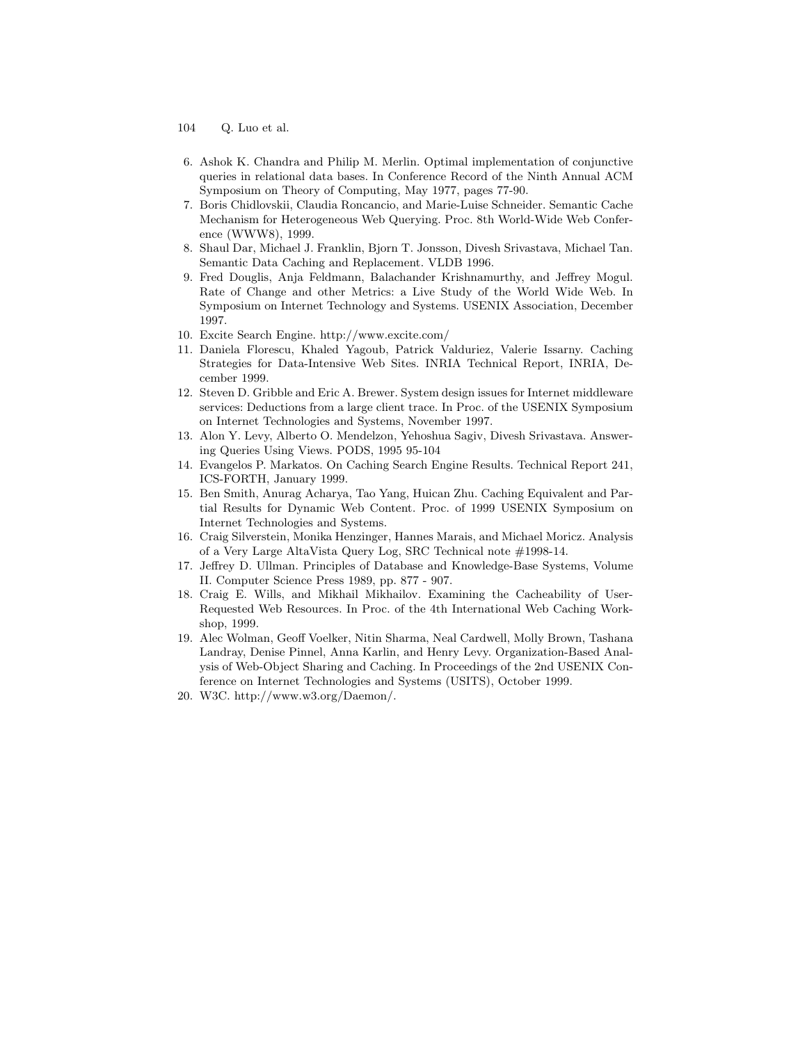6. Ashok K. Chandra and Philip M. Merlin. Optimal implementation of conjunctive queries in relational data bases. In Conference Record of the Ninth Annual ACM Symposium on Theory of Computing, May 1977, pages 77-90.
7. Boris Chidlovskii, Claudia Roncancio, and Marie-Luise Schneider. Semantic Cache Mechanism for Heterogeneous Web Querying. Proc. 8th World-Wide Web Conference (WWW8), 1999.
8. Shaul Dar, Michael J. Franklin, Bjorn T. Jonsson, Divesh Srivastava, Michael Tan. Semantic Data Caching and Replacement. VLDB 1996.
9. Fred Douglis, Anja Feldmann, Balachander Krishnamurthy, and Jeffrey Mogul. Rate of Change and other Metrics: a Live Study of the World Wide Web. In Symposium on Internet Technology and Systems. USENIX Association, December 1997.
10. Excite Search Engine. http://www.excite.com/
11. Daniela Florescu, Khaled Yagoub, Patrick Valduriez, Valerie Issarny. Caching Strategies for Data-Intensive Web Sites. INRIA Technical Report, INRIA, December 1999.
12. Steven D. Gribble and Eric A. Brewer. System design issues for Internet middleware services: Deductions from a large client trace. In Proc. of the USENIX Symposium on Internet Technologies and Systems, November 1997.
13. Alon Y. Levy, Alberto O. Mendelzon, Yehoshua Sagiv, Divesh Srivastava. Answering Queries Using Views. PODS, 1995 95-104
14. Evangelos P. Markatos. On Caching Search Engine Results. Technical Report 241, ICS-FORTH, January 1999.
15. Ben Smith, Anurag Acharya, Tao Yang, Huican Zhu. Caching Equivalent and Partial Results for Dynamic Web Content. Proc. of 1999 USENIX Symposium on Internet Technologies and Systems.
16. Craig Silverstein, Monika Henzinger, Hannes Marais, and Michael Moricz. Analysis of a Very Large AltaVista Query Log, SRC Technical note #1998-14.
17. Jeffrey D. Ullman. Principles of Database and Knowledge-Base Systems, Volume II. Computer Science Press 1989, pp. 877 - 907.
18. Craig E. Wills, and Mikhail Mikhailov. Examining the Cacheability of User-Requested Web Resources. In Proc. of the 4th International Web Caching Workshop, 1999.
19. Alec Wolman, Geoff Voelker, Nitin Sharma, Neal Cardwell, Molly Brown, Tashana Landray, Denise Pinnel, Anna Karlin, and Henry Levy. Organization-Based Analysis of Web-Object Sharing and Caching. In Proceedings of the 2nd USENIX Conference on Internet Technologies and Systems (USITS), October 1999.
20. W3C. http://www.w3.org/Daemon/.